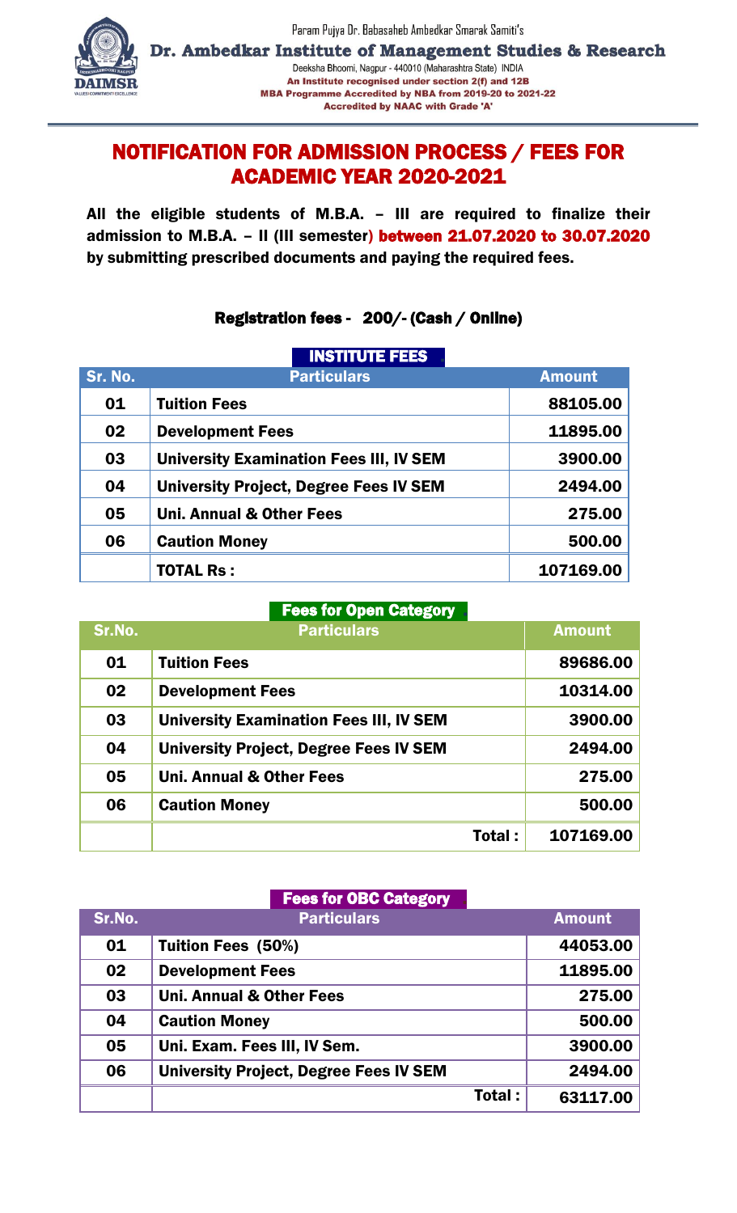Param Pujya Dr. Babasaheb Ambedkar Smarak Samiti's

**Dr. Ambedkar Institute of Management Studies & Research**

Deeksha Bhoomi, Nagpur - 440010 (Maharashtra State) INDIA

**An Institute recognised under section 2(f) and 12B**

**MBA Programme Accredited by NBA from 2019-20 to 2021-22**

**Accredited by NAAC with Grade 'A'**

# NOTIFICATION FOR ADMISSION PROCESS / FEES FOR ACADEMIC YEAR 2020-2021

**All the eligible students of M.B.A. – III are required to finalize their admission to M.B.A. – II (III semester) between 21.07.2020 to 30.07.2020 by submitting prescribed documents and paying the required fees.**

**Registration fees - 200/- (Cash / Online)**

**INSTITUTE FEES**

| Sr. No. | Particulars | Amount |
|---|---|---|
| 01 | Tuition Fees | 88105.00 |
| 02 | Development Fees | 11895.00 |
| 03 | University Examination Fees III, IV SEM | 3900.00 |
| 04 | University Project, Degree Fees IV SEM | 2494.00 |
| 05 | Uni. Annual & Other Fees | 275.00 |
| 06 | Caution Money | 500.00 |
| | TOTAL Rs : | 107169.00 |

**Fees for Open Category**

| Sr.No. | Particulars | Amount |
|---|---|---|
| 01 | Tuition Fees | 89686.00 |
| 02 | Development Fees | 10314.00 |
| 03 | University Examination Fees III, IV SEM | 3900.00 |
| 04 | University Project, Degree Fees IV SEM | 2494.00 |
| 05 | Uni. Annual & Other Fees | 275.00 |
| 06 | Caution Money | 500.00 |
| | Total : | 107169.00 |

**Fees for OBC Category**

| Sr.No. | Particulars | Amount |
|---|---|---|
| 01 | Tuition Fees (50%) | 44053.00 |
| 02 | Development Fees | 11895.00 |
| 03 | Uni. Annual & Other Fees | 275.00 |
| 04 | Caution Money | 500.00 |
| 05 | Uni. Exam. Fees III, IV Sem. | 3900.00 |
| 06 | University Project, Degree Fees IV SEM | 2494.00 |
| | Total : | 63117.00 |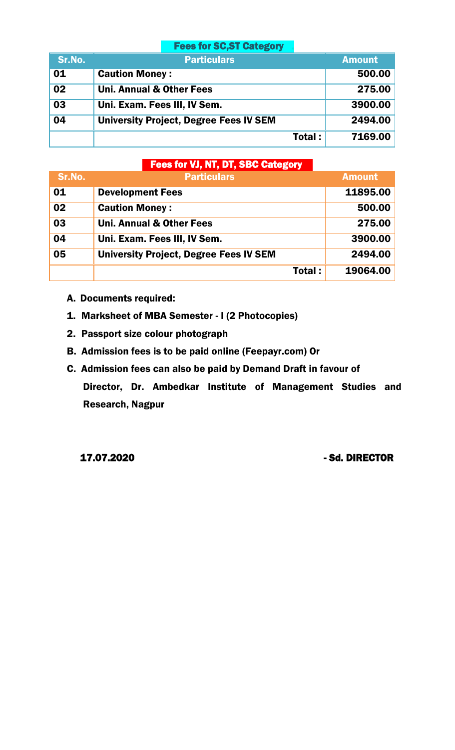## Fees for SC,ST Category

| Sr.No. | Particulars | Amount |
|---|---|---|
| 01 | **Caution Money :** | 500.00 |
| 02 | **Uni. Annual & Other Fees** | 275.00 |
| 03 | **Uni. Exam. Fees III, IV Sem.** | 3900.00 |
| 04 | **University Project, Degree Fees IV SEM** | 2494.00 |
| | **Total :** | 7169.00 |

## Fees for VJ, NT, DT, SBC Category

| Sr.No. | Particulars | Amount |
|---|---|---|
| 01 | **Development Fees** | 11895.00 |
| 02 | **Caution Money :** | 500.00 |
| 03 | **Uni. Annual & Other Fees** | 275.00 |
| 04 | **Uni. Exam. Fees III, IV Sem.** | 3900.00 |
| 05 | **University Project, Degree Fees IV SEM** | 2494.00 |
| | **Total :** | 19064.00 |

**A. Documents required:**

1. **Marksheet of MBA Semester - I (2 Photocopies)**
2. **Passport size colour photograph**

**B. Admission fees is to be paid online (Feepayr.com) Or**

**C. Admission fees can also be paid by Demand Draft in favour of Director, Dr. Ambedkar Institute of Management Studies and Research, Nagpur**

**17.07.2020** **- Sd. DIRECTOR**